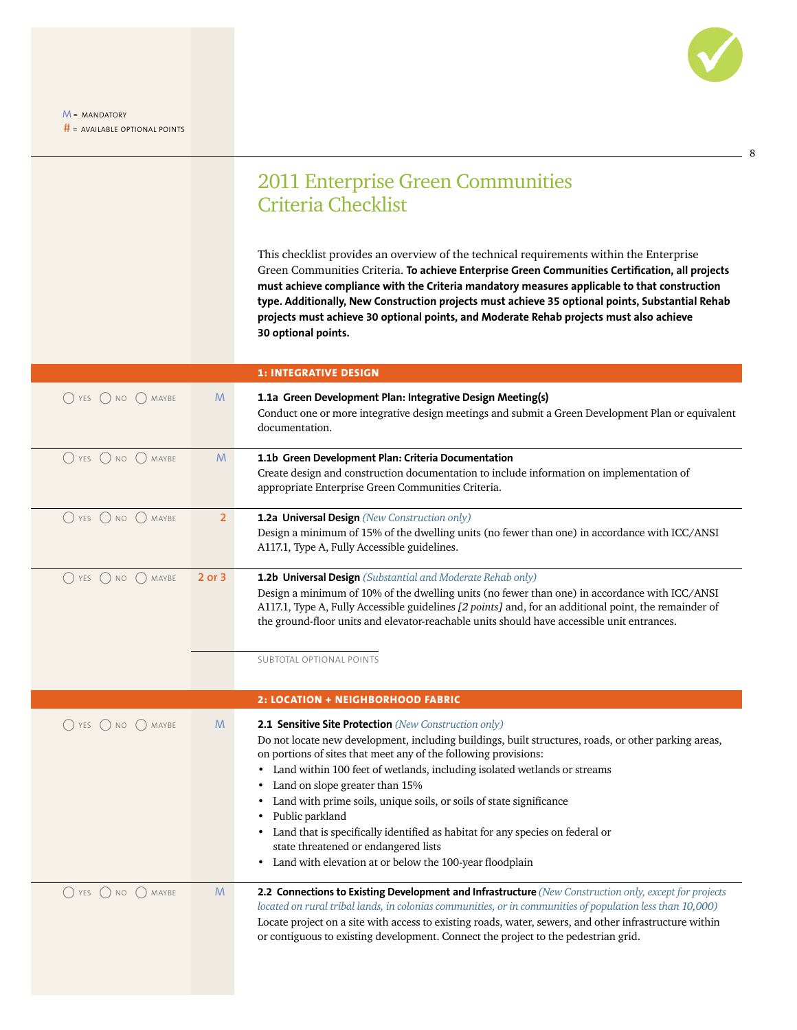M = MANDATORY
# = AVAILABLE OPTIONAL POINTS

# 2011 Enterprise Green Communities Criteria Checklist

This checklist provides an overview of the technical requirements within the Enterprise Green Communities Criteria. **To achieve Enterprise Green Communities Certification, all projects must achieve compliance with the Criteria mandatory measures applicable to that construction type. Additionally, New Construction projects must achieve 35 optional points, Substantial Rehab projects must achieve 30 optional points, and Moderate Rehab projects must also achieve 30 optional points.**

## 1: INTEGRATIVE DESIGN

| Status | Points | Criterion |
|---|---|---|
| ◯ YES ◯ NO ◯ MAYBE | M | **1.1a Green Development Plan: Integrative Design Meeting(s)** Conduct one or more integrative design meetings and submit a Green Development Plan or equivalent documentation. |
| ◯ YES ◯ NO ◯ MAYBE | M | **1.1b Green Development Plan: Criteria Documentation** Create design and construction documentation to include information on implementation of appropriate Enterprise Green Communities Criteria. |
| ◯ YES ◯ NO ◯ MAYBE | 2 | **1.2a Universal Design** *(New Construction only)* Design a minimum of 15% of the dwelling units (no fewer than one) in accordance with ICC/ANSI A117.1, Type A, Fully Accessible guidelines. |
| ◯ YES ◯ NO ◯ MAYBE | 2 or 3 | **1.2b Universal Design** *(Substantial and Moderate Rehab only)* Design a minimum of 10% of the dwelling units (no fewer than one) in accordance with ICC/ANSI A117.1, Type A, Fully Accessible guidelines *[2 points]* and, for an additional point, the remainder of the ground-floor units and elevator-reachable units should have accessible unit entrances. |
| | ____ | SUBTOTAL OPTIONAL POINTS |

## 2: LOCATION + NEIGHBORHOOD FABRIC

| Status | Points | Criterion |
|---|---|---|
| ◯ YES ◯ NO ◯ MAYBE | M | **2.1 Sensitive Site Protection** *(New Construction only)* Do not locate new development, including buildings, built structures, roads, or other parking areas, on portions of sites that meet any of the following provisions:<br>• Land within 100 feet of wetlands, including isolated wetlands or streams<br>• Land on slope greater than 15%<br>• Land with prime soils, unique soils, or soils of state significance<br>• Public parkland<br>• Land that is specifically identified as habitat for any species on federal or state threatened or endangered lists<br>• Land with elevation at or below the 100-year floodplain |
| ◯ YES ◯ NO ◯ MAYBE | M | **2.2 Connections to Existing Development and Infrastructure** *(New Construction only, except for projects located on rural tribal lands, in colonias communities, or in communities of population less than 10,000)* Locate project on a site with access to existing roads, water, sewers, and other infrastructure within or contiguous to existing development. Connect the project to the pedestrian grid. |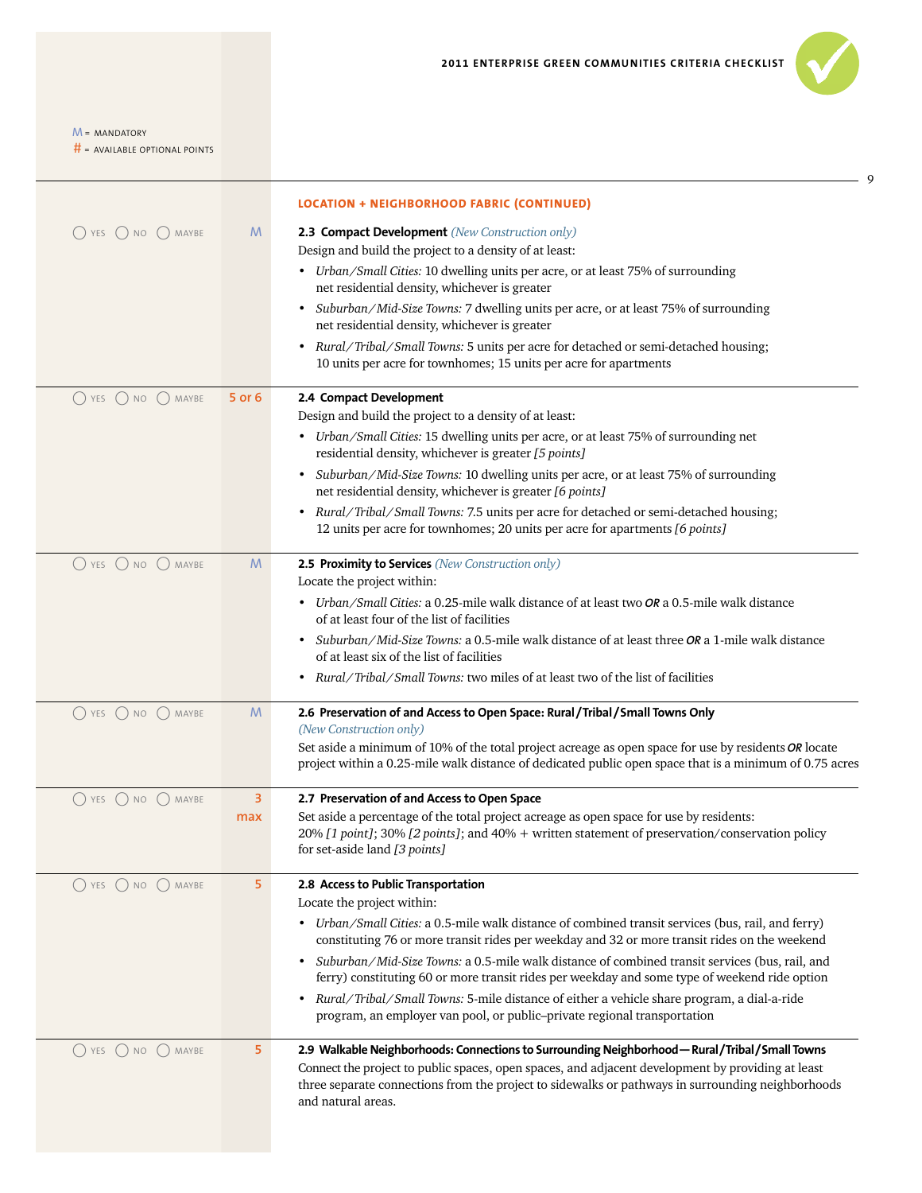M = MANDATORY
# = AVAILABLE OPTIONAL POINTS

## LOCATION + NEIGHBORHOOD FABRIC (CONTINUED)

◯ YES ◯ NO ◯ MAYBE — **M**

**2.3 Compact Development** *(New Construction only)*
Design and build the project to a density of at least:

- *Urban/Small Cities:* 10 dwelling units per acre, or at least 75% of surrounding net residential density, whichever is greater
- *Suburban/Mid-Size Towns:* 7 dwelling units per acre, or at least 75% of surrounding net residential density, whichever is greater
- *Rural/Tribal/Small Towns:* 5 units per acre for detached or semi-detached housing; 10 units per acre for townhomes; 15 units per acre for apartments

◯ YES ◯ NO ◯ MAYBE — **5 or 6**

**2.4 Compact Development**
Design and build the project to a density of at least:

- *Urban/Small Cities:* 15 dwelling units per acre, or at least 75% of surrounding net residential density, whichever is greater *[5 points]*
- *Suburban/Mid-Size Towns:* 10 dwelling units per acre, or at least 75% of surrounding net residential density, whichever is greater *[6 points]*
- *Rural/Tribal/Small Towns:* 7.5 units per acre for detached or semi-detached housing; 12 units per acre for townhomes; 20 units per acre for apartments *[6 points]*

◯ YES ◯ NO ◯ MAYBE — **M**

**2.5 Proximity to Services** *(New Construction only)*
Locate the project within:

- *Urban/Small Cities:* a 0.25-mile walk distance of at least two ***OR*** a 0.5-mile walk distance of at least four of the list of facilities
- *Suburban/Mid-Size Towns:* a 0.5-mile walk distance of at least three ***OR*** a 1-mile walk distance of at least six of the list of facilities
- *Rural/Tribal/Small Towns:* two miles of at least two of the list of facilities

◯ YES ◯ NO ◯ MAYBE — **M**

**2.6 Preservation of and Access to Open Space: Rural/Tribal/Small Towns Only**
*(New Construction only)*
Set aside a minimum of 10% of the total project acreage as open space for use by residents ***OR*** locate project within a 0.25-mile walk distance of dedicated public open space that is a minimum of 0.75 acres

◯ YES ◯ NO ◯ MAYBE — **3 max**

**2.7 Preservation of and Access to Open Space**
Set aside a percentage of the total project acreage as open space for use by residents: 20% *[1 point]*; 30% *[2 points]*; and 40% + written statement of preservation/conservation policy for set-aside land *[3 points]*

◯ YES ◯ NO ◯ MAYBE — **5**

**2.8 Access to Public Transportation**
Locate the project within:

- *Urban/Small Cities:* a 0.5-mile walk distance of combined transit services (bus, rail, and ferry) constituting 76 or more transit rides per weekday and 32 or more transit rides on the weekend
- *Suburban/Mid-Size Towns:* a 0.5-mile walk distance of combined transit services (bus, rail, and ferry) constituting 60 or more transit rides per weekday and some type of weekend ride option
- *Rural/Tribal/Small Towns:* 5-mile distance of either a vehicle share program, a dial-a-ride program, an employer van pool, or public–private regional transportation

◯ YES ◯ NO ◯ MAYBE — **5**

**2.9 Walkable Neighborhoods: Connections to Surrounding Neighborhood—Rural/Tribal/Small Towns**
Connect the project to public spaces, open spaces, and adjacent development by providing at least three separate connections from the project to sidewalks or pathways in surrounding neighborhoods and natural areas.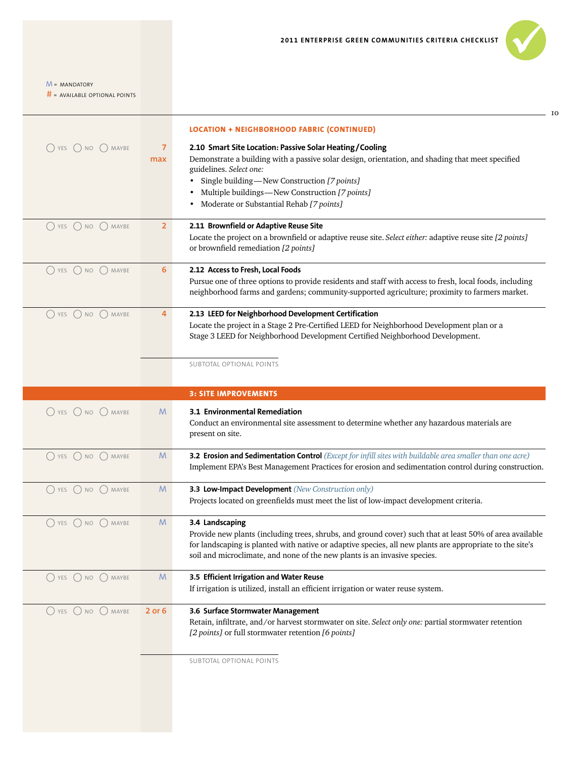M = MANDATORY
# = AVAILABLE OPTIONAL POINTS

### LOCATION + NEIGHBORHOOD FABRIC (CONTINUED)

◯ YES ◯ NO ◯ MAYBE — **7 max**

**2.10 Smart Site Location: Passive Solar Heating/Cooling**
Demonstrate a building with a passive solar design, orientation, and shading that meet specified guidelines. *Select one:*

- Single building—New Construction *[7 points]*
- Multiple buildings—New Construction *[7 points]*
- Moderate or Substantial Rehab *[7 points]*

◯ YES ◯ NO ◯ MAYBE — **2**

**2.11 Brownfield or Adaptive Reuse Site**
Locate the project on a brownfield or adaptive reuse site. *Select either:* adaptive reuse site *[2 points]* or brownfield remediation *[2 points]*

◯ YES ◯ NO ◯ MAYBE — **6**

**2.12 Access to Fresh, Local Foods**
Pursue one of three options to provide residents and staff with access to fresh, local foods, including neighborhood farms and gardens; community-supported agriculture; proximity to farmers market.

◯ YES ◯ NO ◯ MAYBE — **4**

**2.13 LEED for Neighborhood Development Certification**
Locate the project in a Stage 2 Pre-Certified LEED for Neighborhood Development plan or a Stage 3 LEED for Neighborhood Development Certified Neighborhood Development.

SUBTOTAL OPTIONAL POINTS

## 3: SITE IMPROVEMENTS

◯ YES ◯ NO ◯ MAYBE — **M**

**3.1 Environmental Remediation**
Conduct an environmental site assessment to determine whether any hazardous materials are present on site.

◯ YES ◯ NO ◯ MAYBE — **M**

**3.2 Erosion and Sedimentation Control** *(Except for infill sites with buildable area smaller than one acre)*
Implement EPA's Best Management Practices for erosion and sedimentation control during construction.

◯ YES ◯ NO ◯ MAYBE — **M**

**3.3 Low-Impact Development** *(New Construction only)*
Projects located on greenfields must meet the list of low-impact development criteria.

◯ YES ◯ NO ◯ MAYBE — **M**

**3.4 Landscaping**
Provide new plants (including trees, shrubs, and ground cover) such that at least 50% of area available for landscaping is planted with native or adaptive species, all new plants are appropriate to the site's soil and microclimate, and none of the new plants is an invasive species.

◯ YES ◯ NO ◯ MAYBE — **M**

**3.5 Efficient Irrigation and Water Reuse**
If irrigation is utilized, install an efficient irrigation or water reuse system.

◯ YES ◯ NO ◯ MAYBE — **2 or 6**

**3.6 Surface Stormwater Management**
Retain, infiltrate, and/or harvest stormwater on site. *Select only one:* partial stormwater retention *[2 points]* or full stormwater retention *[6 points]*

SUBTOTAL OPTIONAL POINTS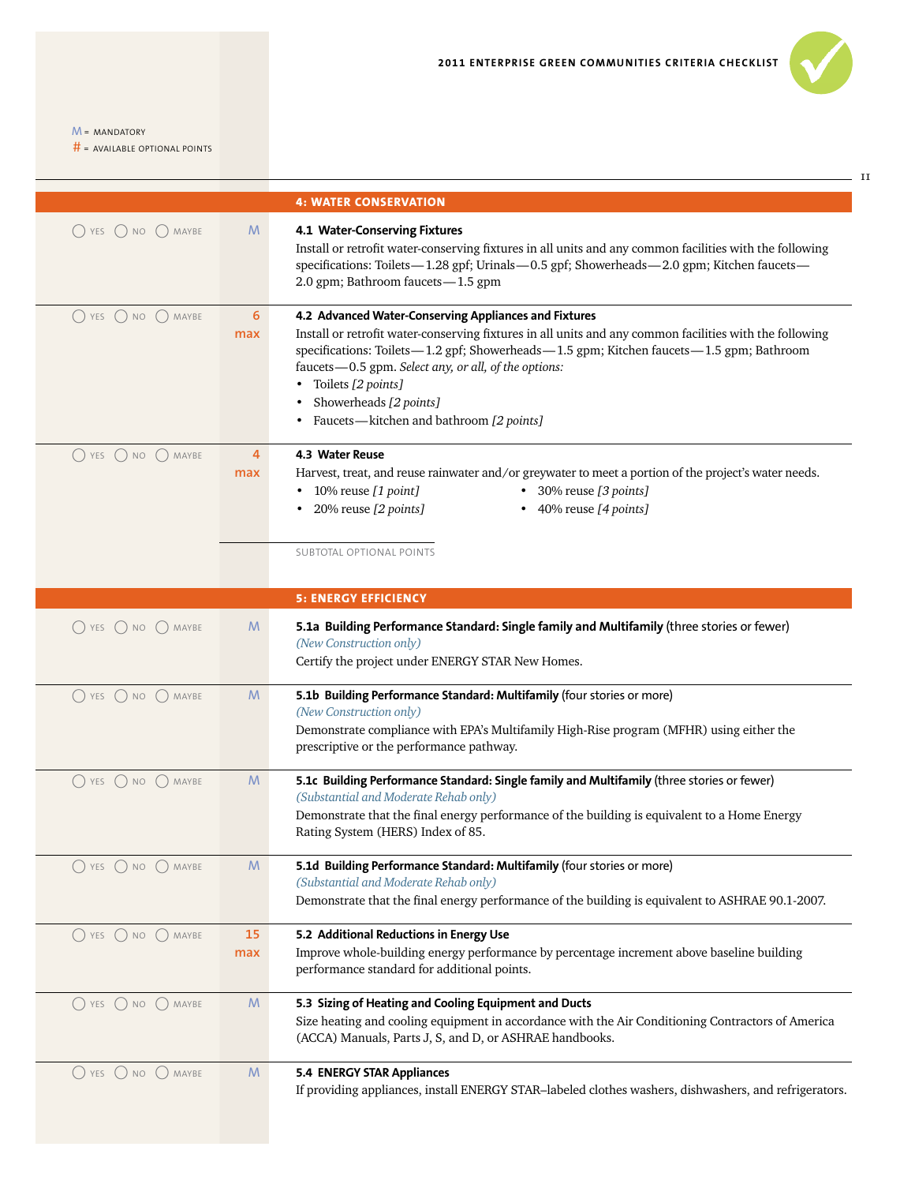M = MANDATORY
# = AVAILABLE OPTIONAL POINTS

## 4: WATER CONSERVATION

◯ YES ◯ NO ◯ MAYBE — **M**

**4.1 Water-Conserving Fixtures**
Install or retrofit water-conserving fixtures in all units and any common facilities with the following specifications: Toilets—1.28 gpf; Urinals—0.5 gpf; Showerheads—2.0 gpm; Kitchen faucets—2.0 gpm; Bathroom faucets—1.5 gpm

◯ YES ◯ NO ◯ MAYBE — **6 max**

**4.2 Advanced Water-Conserving Appliances and Fixtures**
Install or retrofit water-conserving fixtures in all units and any common facilities with the following specifications: Toilets—1.2 gpf; Showerheads—1.5 gpm; Kitchen faucets—1.5 gpm; Bathroom faucets—0.5 gpm. *Select any, or all, of the options:*

- Toilets *[2 points]*
- Showerheads *[2 points]*
- Faucets—kitchen and bathroom *[2 points]*

◯ YES ◯ NO ◯ MAYBE — **4 max**

**4.3 Water Reuse**
Harvest, treat, and reuse rainwater and/or greywater to meet a portion of the project's water needs.

- 10% reuse *[1 point]*
- 20% reuse *[2 points]*
- 30% reuse *[3 points]*
- 40% reuse *[4 points]*

SUBTOTAL OPTIONAL POINTS

## 5: ENERGY EFFICIENCY

◯ YES ◯ NO ◯ MAYBE — **M**

**5.1a Building Performance Standard: Single family and Multifamily** (three stories or fewer)
*(New Construction only)*
Certify the project under ENERGY STAR New Homes.

◯ YES ◯ NO ◯ MAYBE — **M**

**5.1b Building Performance Standard: Multifamily** (four stories or more)
*(New Construction only)*
Demonstrate compliance with EPA's Multifamily High-Rise program (MFHR) using either the prescriptive or the performance pathway.

◯ YES ◯ NO ◯ MAYBE — **M**

**5.1c Building Performance Standard: Single family and Multifamily** (three stories or fewer)
*(Substantial and Moderate Rehab only)*
Demonstrate that the final energy performance of the building is equivalent to a Home Energy Rating System (HERS) Index of 85.

◯ YES ◯ NO ◯ MAYBE — **M**

**5.1d Building Performance Standard: Multifamily** (four stories or more)
*(Substantial and Moderate Rehab only)*
Demonstrate that the final energy performance of the building is equivalent to ASHRAE 90.1-2007.

◯ YES ◯ NO ◯ MAYBE — **15 max**

**5.2 Additional Reductions in Energy Use**
Improve whole-building energy performance by percentage increment above baseline building performance standard for additional points.

◯ YES ◯ NO ◯ MAYBE — **M**

**5.3 Sizing of Heating and Cooling Equipment and Ducts**
Size heating and cooling equipment in accordance with the Air Conditioning Contractors of America (ACCA) Manuals, Parts J, S, and D, or ASHRAE handbooks.

◯ YES ◯ NO ◯ MAYBE — **M**

**5.4 ENERGY STAR Appliances**
If providing appliances, install ENERGY STAR–labeled clothes washers, dishwashers, and refrigerators.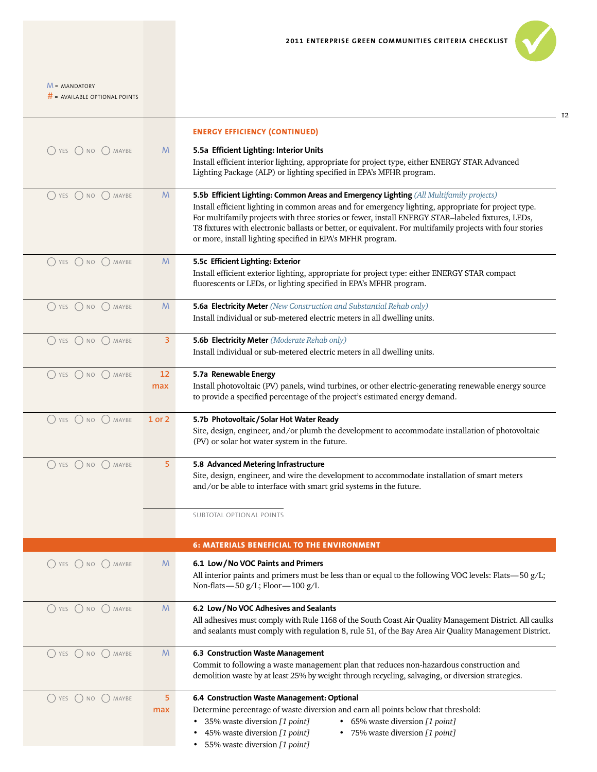M = MANDATORY
# = AVAILABLE OPTIONAL POINTS

## ENERGY EFFICIENCY (CONTINUED)

| Response | Points | Criterion |
|---|---|---|
| ◯ YES ◯ NO ◯ MAYBE | M | **5.5a Efficient Lighting: Interior Units** Install efficient interior lighting, appropriate for project type, either ENERGY STAR Advanced Lighting Package (ALP) or lighting specified in EPA's MFHR program. |
| ◯ YES ◯ NO ◯ MAYBE | M | **5.5b Efficient Lighting: Common Areas and Emergency Lighting** *(All Multifamily projects)* Install efficient lighting in common areas and for emergency lighting, appropriate for project type. For multifamily projects with three stories or fewer, install ENERGY STAR–labeled fixtures, LEDs, T8 fixtures with electronic ballasts or better, or equivalent. For multifamily projects with four stories or more, install lighting specified in EPA's MFHR program. |
| ◯ YES ◯ NO ◯ MAYBE | M | **5.5c Efficient Lighting: Exterior** Install efficient exterior lighting, appropriate for project type: either ENERGY STAR compact fluorescents or LEDs, or lighting specified in EPA's MFHR program. |
| ◯ YES ◯ NO ◯ MAYBE | M | **5.6a Electricity Meter** *(New Construction and Substantial Rehab only)* Install individual or sub-metered electric meters in all dwelling units. |
| ◯ YES ◯ NO ◯ MAYBE | 3 | **5.6b Electricity Meter** *(Moderate Rehab only)* Install individual or sub-metered electric meters in all dwelling units. |
| ◯ YES ◯ NO ◯ MAYBE | 12 max | **5.7a Renewable Energy** Install photovoltaic (PV) panels, wind turbines, or other electric-generating renewable energy source to provide a specified percentage of the project's estimated energy demand. |
| ◯ YES ◯ NO ◯ MAYBE | 1 or 2 | **5.7b Photovoltaic / Solar Hot Water Ready** Site, design, engineer, and/or plumb the development to accommodate installation of photovoltaic (PV) or solar hot water system in the future. |
| ◯ YES ◯ NO ◯ MAYBE | 5 | **5.8 Advanced Metering Infrastructure** Site, design, engineer, and wire the development to accommodate installation of smart meters and/or be able to interface with smart grid systems in the future. |
| | | SUBTOTAL OPTIONAL POINTS |

## 6: MATERIALS BENEFICIAL TO THE ENVIRONMENT

| Response | Points | Criterion |
|---|---|---|
| ◯ YES ◯ NO ◯ MAYBE | M | **6.1 Low / No VOC Paints and Primers** All interior paints and primers must be less than or equal to the following VOC levels: Flats—50 g/L; Non-flats—50 g/L; Floor—100 g/L |
| ◯ YES ◯ NO ◯ MAYBE | M | **6.2 Low / No VOC Adhesives and Sealants** All adhesives must comply with Rule 1168 of the South Coast Air Quality Management District. All caulks and sealants must comply with regulation 8, rule 51, of the Bay Area Air Quality Management District. |
| ◯ YES ◯ NO ◯ MAYBE | M | **6.3 Construction Waste Management** Commit to following a waste management plan that reduces non-hazardous construction and demolition waste by at least 25% by weight through recycling, salvaging, or diversion strategies. |
| ◯ YES ◯ NO ◯ MAYBE | 5 max | **6.4 Construction Waste Management: Optional** Determine percentage of waste diversion and earn all points below that threshold: • 35% waste diversion *[1 point]* • 45% waste diversion *[1 point]* • 55% waste diversion *[1 point]* • 65% waste diversion *[1 point]* • 75% waste diversion *[1 point]* |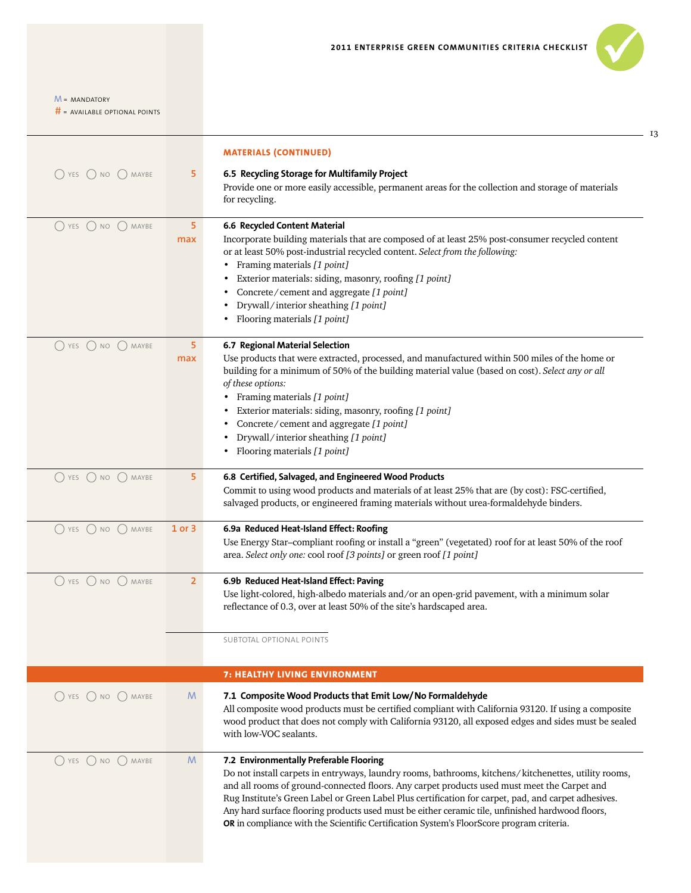M = MANDATORY
# = AVAILABLE OPTIONAL POINTS

## MATERIALS (CONTINUED)

◯ YES ◯ NO ◯ MAYBE — **5**

### 6.5 Recycling Storage for Multifamily Project

Provide one or more easily accessible, permanent areas for the collection and storage of materials for recycling.

◯ YES ◯ NO ◯ MAYBE — **5 max**

### 6.6 Recycled Content Material

Incorporate building materials that are composed of at least 25% post-consumer recycled content or at least 50% post-industrial recycled content. *Select from the following:*

- Framing materials *[1 point]*
- Exterior materials: siding, masonry, roofing *[1 point]*
- Concrete/cement and aggregate *[1 point]*
- Drywall/interior sheathing *[1 point]*
- Flooring materials *[1 point]*

◯ YES ◯ NO ◯ MAYBE — **5 max**

### 6.7 Regional Material Selection

Use products that were extracted, processed, and manufactured within 500 miles of the home or building for a minimum of 50% of the building material value (based on cost). *Select any or all of these options:*

- Framing materials *[1 point]*
- Exterior materials: siding, masonry, roofing *[1 point]*
- Concrete/cement and aggregate *[1 point]*
- Drywall/interior sheathing *[1 point]*
- Flooring materials *[1 point]*

◯ YES ◯ NO ◯ MAYBE — **5**

### 6.8 Certified, Salvaged, and Engineered Wood Products

Commit to using wood products and materials of at least 25% that are (by cost): FSC-certified, salvaged products, or engineered framing materials without urea-formaldehyde binders.

◯ YES ◯ NO ◯ MAYBE — **1 or 3**

### 6.9a Reduced Heat-Island Effect: Roofing

Use Energy Star–compliant roofing or install a "green" (vegetated) roof for at least 50% of the roof area. *Select only one:* cool roof *[3 points]* or green roof *[1 point]*

◯ YES ◯ NO ◯ MAYBE — **2**

### 6.9b Reduced Heat-Island Effect: Paving

Use light-colored, high-albedo materials and/or an open-grid pavement, with a minimum solar reflectance of 0.3, over at least 50% of the site's hardscaped area.

______ SUBTOTAL OPTIONAL POINTS

## 7: HEALTHY LIVING ENVIRONMENT

◯ YES ◯ NO ◯ MAYBE — **M**

### 7.1 Composite Wood Products that Emit Low/No Formaldehyde

All composite wood products must be certified compliant with California 93120. If using a composite wood product that does not comply with California 93120, all exposed edges and sides must be sealed with low-VOC sealants.

◯ YES ◯ NO ◯ MAYBE — **M**

### 7.2 Environmentally Preferable Flooring

Do not install carpets in entryways, laundry rooms, bathrooms, kitchens/kitchenettes, utility rooms, and all rooms of ground-connected floors. Any carpet products used must meet the Carpet and Rug Institute's Green Label or Green Label Plus certification for carpet, pad, and carpet adhesives. Any hard surface flooring products used must be either ceramic tile, unfinished hardwood floors, **OR** in compliance with the Scientific Certification System's FloorScore program criteria.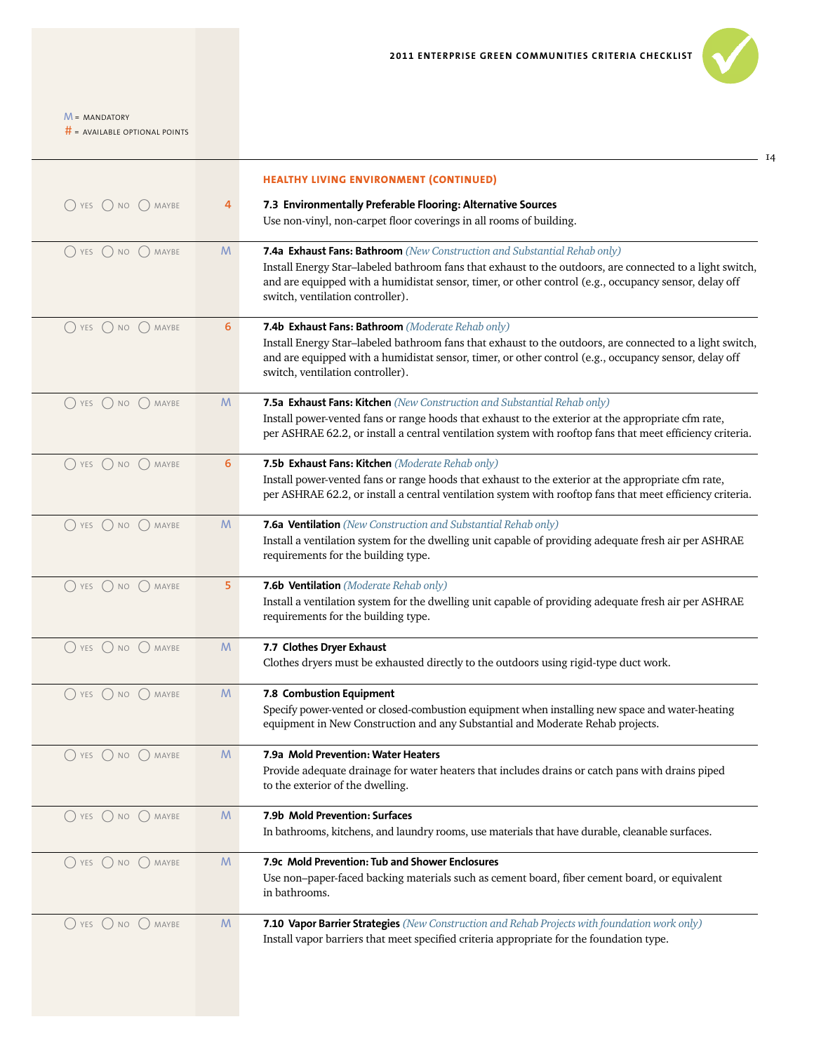M = MANDATORY
# = AVAILABLE OPTIONAL POINTS

## HEALTHY LIVING ENVIRONMENT (CONTINUED)

| Response | Points | Criterion |
|---|---|---|
| ◯ YES ◯ NO ◯ MAYBE | 4 | **7.3 Environmentally Preferable Flooring: Alternative Sources**<br>Use non-vinyl, non-carpet floor coverings in all rooms of building. |
| ◯ YES ◯ NO ◯ MAYBE | M | **7.4a Exhaust Fans: Bathroom** *(New Construction and Substantial Rehab only)*<br>Install Energy Star–labeled bathroom fans that exhaust to the outdoors, are connected to a light switch, and are equipped with a humidistat sensor, timer, or other control (e.g., occupancy sensor, delay off switch, ventilation controller). |
| ◯ YES ◯ NO ◯ MAYBE | 6 | **7.4b Exhaust Fans: Bathroom** *(Moderate Rehab only)*<br>Install Energy Star–labeled bathroom fans that exhaust to the outdoors, are connected to a light switch, and are equipped with a humidistat sensor, timer, or other control (e.g., occupancy sensor, delay off switch, ventilation controller). |
| ◯ YES ◯ NO ◯ MAYBE | M | **7.5a Exhaust Fans: Kitchen** *(New Construction and Substantial Rehab only)*<br>Install power-vented fans or range hoods that exhaust to the exterior at the appropriate cfm rate, per ASHRAE 62.2, or install a central ventilation system with rooftop fans that meet efficiency criteria. |
| ◯ YES ◯ NO ◯ MAYBE | 6 | **7.5b Exhaust Fans: Kitchen** *(Moderate Rehab only)*<br>Install power-vented fans or range hoods that exhaust to the exterior at the appropriate cfm rate, per ASHRAE 62.2, or install a central ventilation system with rooftop fans that meet efficiency criteria. |
| ◯ YES ◯ NO ◯ MAYBE | M | **7.6a Ventilation** *(New Construction and Substantial Rehab only)*<br>Install a ventilation system for the dwelling unit capable of providing adequate fresh air per ASHRAE requirements for the building type. |
| ◯ YES ◯ NO ◯ MAYBE | 5 | **7.6b Ventilation** *(Moderate Rehab only)*<br>Install a ventilation system for the dwelling unit capable of providing adequate fresh air per ASHRAE requirements for the building type. |
| ◯ YES ◯ NO ◯ MAYBE | M | **7.7 Clothes Dryer Exhaust**<br>Clothes dryers must be exhausted directly to the outdoors using rigid-type duct work. |
| ◯ YES ◯ NO ◯ MAYBE | M | **7.8 Combustion Equipment**<br>Specify power-vented or closed-combustion equipment when installing new space and water-heating equipment in New Construction and any Substantial and Moderate Rehab projects. |
| ◯ YES ◯ NO ◯ MAYBE | M | **7.9a Mold Prevention: Water Heaters**<br>Provide adequate drainage for water heaters that includes drains or catch pans with drains piped to the exterior of the dwelling. |
| ◯ YES ◯ NO ◯ MAYBE | M | **7.9b Mold Prevention: Surfaces**<br>In bathrooms, kitchens, and laundry rooms, use materials that have durable, cleanable surfaces. |
| ◯ YES ◯ NO ◯ MAYBE | M | **7.9c Mold Prevention: Tub and Shower Enclosures**<br>Use non–paper-faced backing materials such as cement board, fiber cement board, or equivalent in bathrooms. |
| ◯ YES ◯ NO ◯ MAYBE | M | **7.10 Vapor Barrier Strategies** *(New Construction and Rehab Projects with foundation work only)*<br>Install vapor barriers that meet specified criteria appropriate for the foundation type. |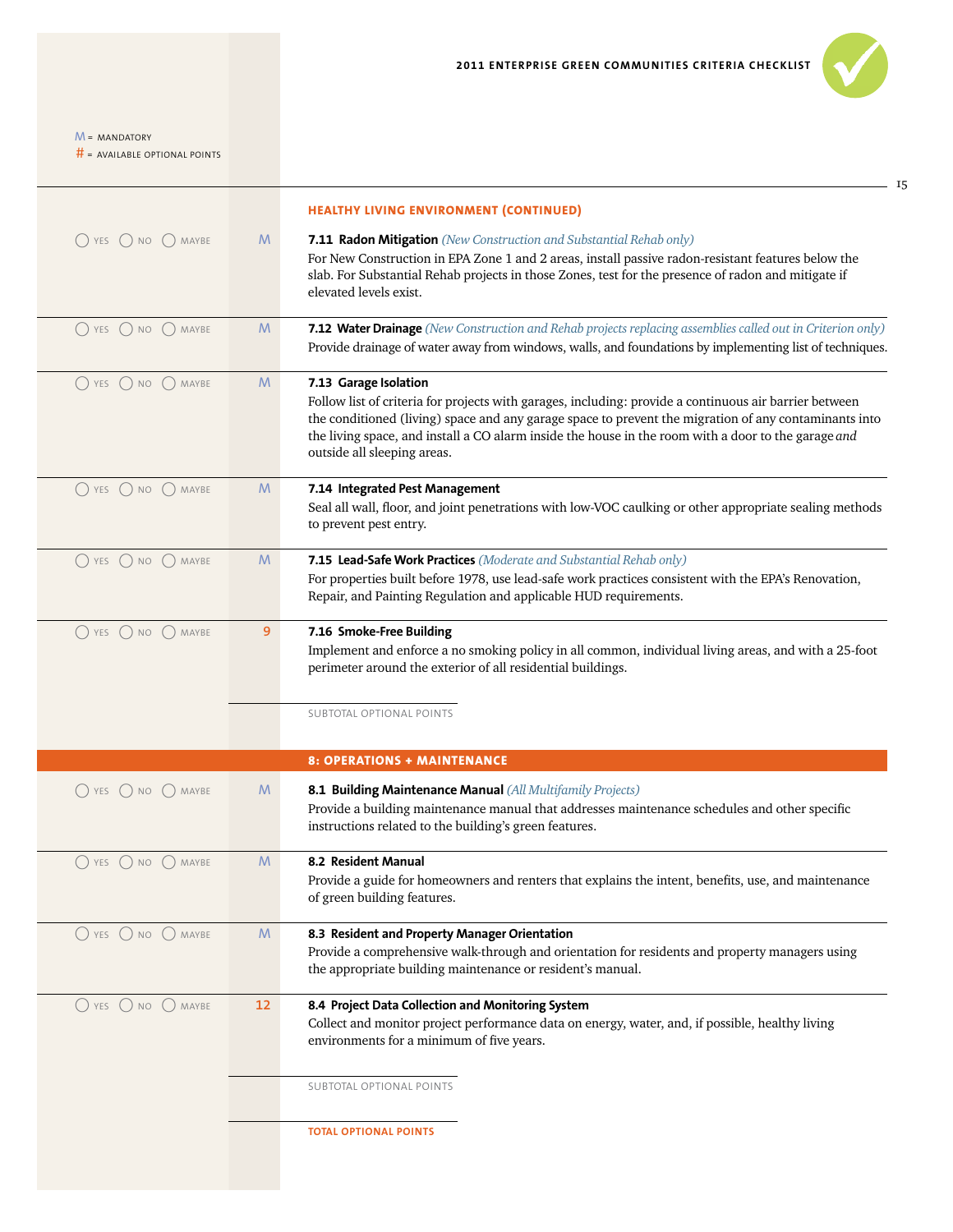M = MANDATORY
# = AVAILABLE OPTIONAL POINTS

## HEALTHY LIVING ENVIRONMENT (CONTINUED)

| | | |
|---|---|---|
| ◯ YES ◯ NO ◯ MAYBE | M | **7.11 Radon Mitigation** *(New Construction and Substantial Rehab only)*<br>For New Construction in EPA Zone 1 and 2 areas, install passive radon-resistant features below the slab. For Substantial Rehab projects in those Zones, test for the presence of radon and mitigate if elevated levels exist. |
| ◯ YES ◯ NO ◯ MAYBE | M | **7.12 Water Drainage** *(New Construction and Rehab projects replacing assemblies called out in Criterion only)*<br>Provide drainage of water away from windows, walls, and foundations by implementing list of techniques. |
| ◯ YES ◯ NO ◯ MAYBE | M | **7.13 Garage Isolation**<br>Follow list of criteria for projects with garages, including: provide a continuous air barrier between the conditioned (living) space and any garage space to prevent the migration of any contaminants into the living space, and install a CO alarm inside the house in the room with a door to the garage *and* outside all sleeping areas. |
| ◯ YES ◯ NO ◯ MAYBE | M | **7.14 Integrated Pest Management**<br>Seal all wall, floor, and joint penetrations with low-VOC caulking or other appropriate sealing methods to prevent pest entry. |
| ◯ YES ◯ NO ◯ MAYBE | M | **7.15 Lead-Safe Work Practices** *(Moderate and Substantial Rehab only)*<br>For properties built before 1978, use lead-safe work practices consistent with the EPA's Renovation, Repair, and Painting Regulation and applicable HUD requirements. |
| ◯ YES ◯ NO ◯ MAYBE | 9 | **7.16 Smoke-Free Building**<br>Implement and enforce a no smoking policy in all common, individual living areas, and with a 25-foot perimeter around the exterior of all residential buildings. |
| | | SUBTOTAL OPTIONAL POINTS |

## 8: OPERATIONS + MAINTENANCE

| | | |
|---|---|---|
| ◯ YES ◯ NO ◯ MAYBE | M | **8.1 Building Maintenance Manual** *(All Multifamily Projects)*<br>Provide a building maintenance manual that addresses maintenance schedules and other specific instructions related to the building's green features. |
| ◯ YES ◯ NO ◯ MAYBE | M | **8.2 Resident Manual**<br>Provide a guide for homeowners and renters that explains the intent, benefits, use, and maintenance of green building features. |
| ◯ YES ◯ NO ◯ MAYBE | M | **8.3 Resident and Property Manager Orientation**<br>Provide a comprehensive walk-through and orientation for residents and property managers using the appropriate building maintenance or resident's manual. |
| ◯ YES ◯ NO ◯ MAYBE | 12 | **8.4 Project Data Collection and Monitoring System**<br>Collect and monitor project performance data on energy, water, and, if possible, healthy living environments for a minimum of five years. |
| | | SUBTOTAL OPTIONAL POINTS |
| | | **TOTAL OPTIONAL POINTS** |